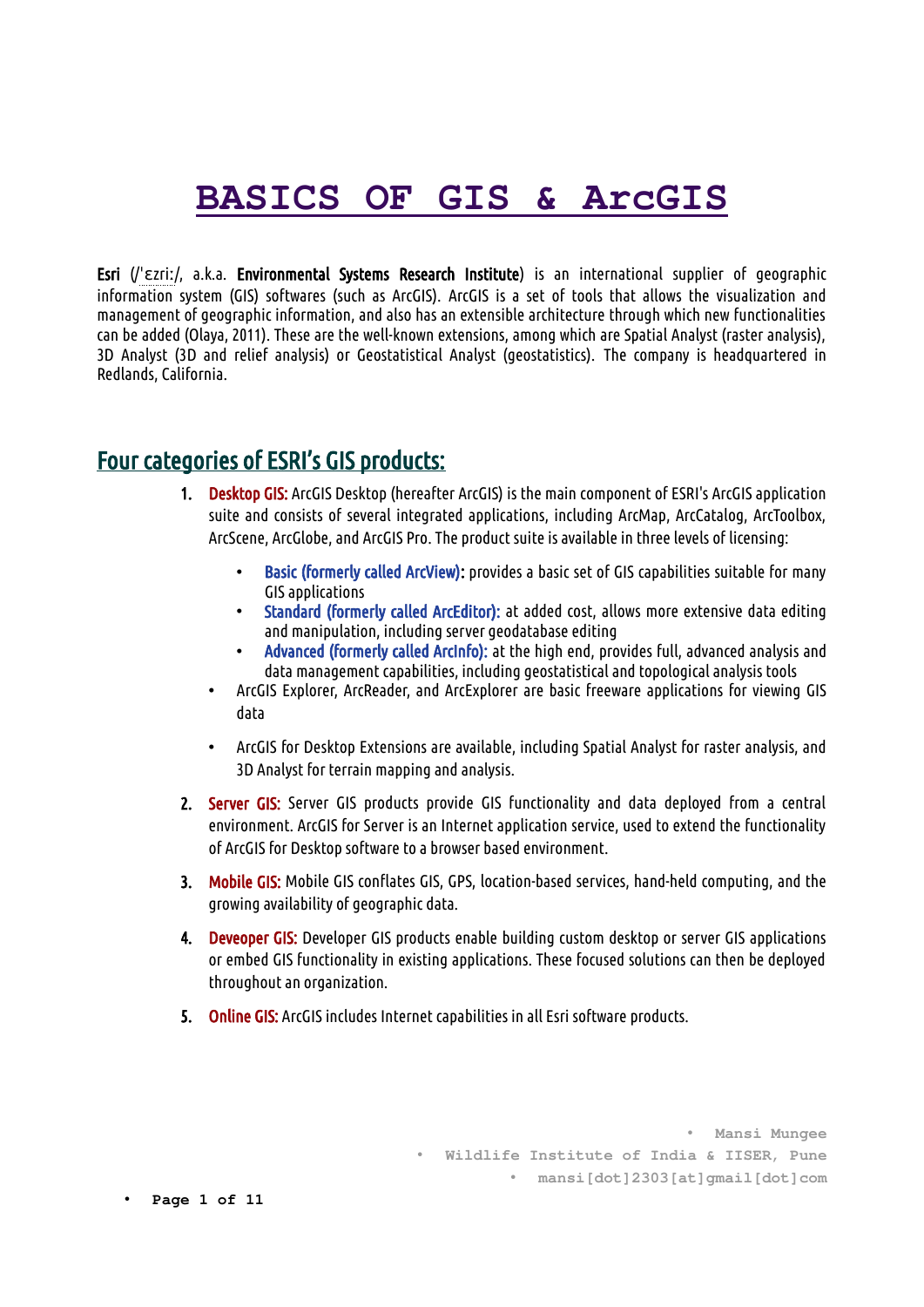# BASICS OF GIS & ArcGIS

**Esri** (/ˈɛzriː/, a.k.a. **Environmental Systems Research Institute**) is an international supplier of geographic information system (GIS) softwares (such as ArcGIS). ArcGIS is a set of tools that allows the visualization and management of geographic information, and also has an extensible architecture through which new functionalities can be added (Olaya, 2011). These are the well-known extensions, among which are Spatial Analyst (raster analysis), 3D Analyst (3D and relief analysis) or Geostatistical Analyst (geostatistics). The company is headquartered in Redlands, California.

## Four categories of ESRI's GIS products:

1. Desktop GIS: ArcGIS Desktop (hereafter ArcGIS) is the main component of ESRI's ArcGIS application suite and consists of several integrated applications, including ArcMap, ArcCatalog, ArcToolbox, ArcScene, ArcGlobe, and ArcGIS Pro. The product suite is available in three levels of licensing:
   - Basic (formerly called ArcView): provides a basic set of GIS capabilities suitable for many GIS applications
   - Standard (formerly called ArcEditor): at added cost, allows more extensive data editing and manipulation, including server geodatabase editing
   - Advanced (formerly called ArcInfo): at the high end, provides full, advanced analysis and data management capabilities, including geostatistical and topological analysis tools
   - ArcGIS Explorer, ArcReader, and ArcExplorer are basic freeware applications for viewing GIS data
   - ArcGIS for Desktop Extensions are available, including Spatial Analyst for raster analysis, and 3D Analyst for terrain mapping and analysis.
2. Server GIS: Server GIS products provide GIS functionality and data deployed from a central environment. ArcGIS for Server is an Internet application service, used to extend the functionality of ArcGIS for Desktop software to a browser based environment.
3. Mobile GIS: Mobile GIS conflates GIS, GPS, location-based services, hand-held computing, and the growing availability of geographic data.
4. Deveoper GIS: Developer GIS products enable building custom desktop or server GIS applications or embed GIS functionality in existing applications. These focused solutions can then be deployed throughout an organization.
5. Online GIS: ArcGIS includes Internet capabilities in all Esri software products.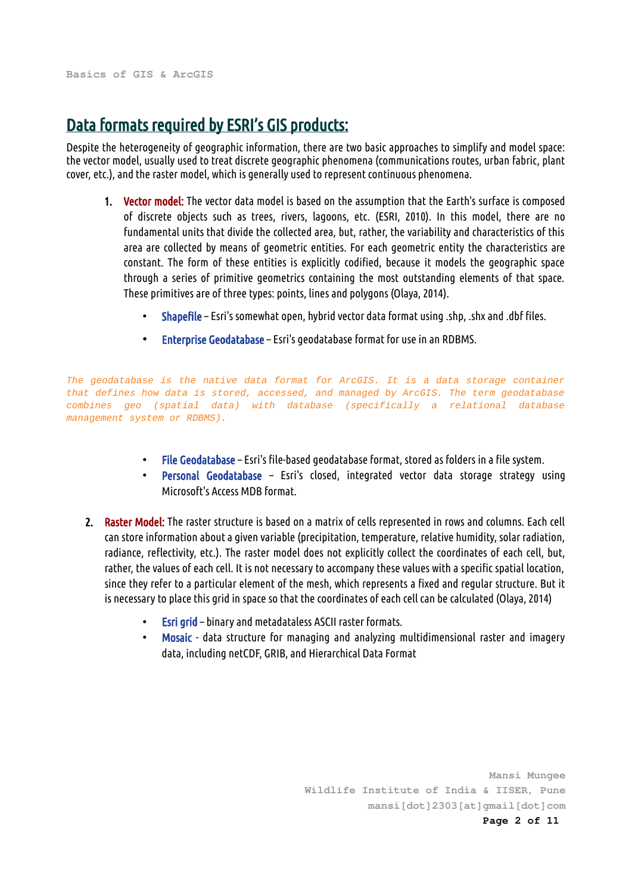## Data formats required by ESRI's GIS products:

Despite the heterogeneity of geographic information, there are two basic approaches to simplify and model space: the vector model, usually used to treat discrete geographic phenomena (communications routes, urban fabric, plant cover, etc.), and the raster model, which is generally used to represent continuous phenomena.

1. **Vector model:** The vector data model is based on the assumption that the Earth's surface is composed of discrete objects such as trees, rivers, lagoons, etc. (ESRI, 2010). In this model, there are no fundamental units that divide the collected area, but, rather, the variability and characteristics of this area are collected by means of geometric entities. For each geometric entity the characteristics are constant. The form of these entities is explicitly codified, because it models the geographic space through a series of primitive geometrics containing the most outstanding elements of that space. These primitives are of three types: points, lines and polygons (Olaya, 2014).

    - **Shapefile** – Esri's somewhat open, hybrid vector data format using .shp, .shx and .dbf files.
    - **Enterprise Geodatabase** – Esri's geodatabase format for use in an RDBMS.

*The geodatabase is the native data format for ArcGIS. It is a data storage container that defines how data is stored, accessed, and managed by ArcGIS. The term geodatabase combines geo (spatial data) with database (specifically a relational database management system or RDBMS).*

  - **File Geodatabase** – Esri's file-based geodatabase format, stored as folders in a file system.
  - **Personal Geodatabase** – Esri's closed, integrated vector data storage strategy using Microsoft's Access MDB format.

2. **Raster Model:** The raster structure is based on a matrix of cells represented in rows and columns. Each cell can store information about a given variable (precipitation, temperature, relative humidity, solar radiation, radiance, reflectivity, etc.). The raster model does not explicitly collect the coordinates of each cell, but, rather, the values of each cell. It is not necessary to accompany these values with a specific spatial location, since they refer to a particular element of the mesh, which represents a fixed and regular structure. But it is necessary to place this grid in space so that the coordinates of each cell can be calculated (Olaya, 2014)

    - **Esri grid** – binary and metadataless ASCII raster formats.
    - **Mosaic** - data structure for managing and analyzing multidimensional raster and imagery data, including netCDF, GRIB, and Hierarchical Data Format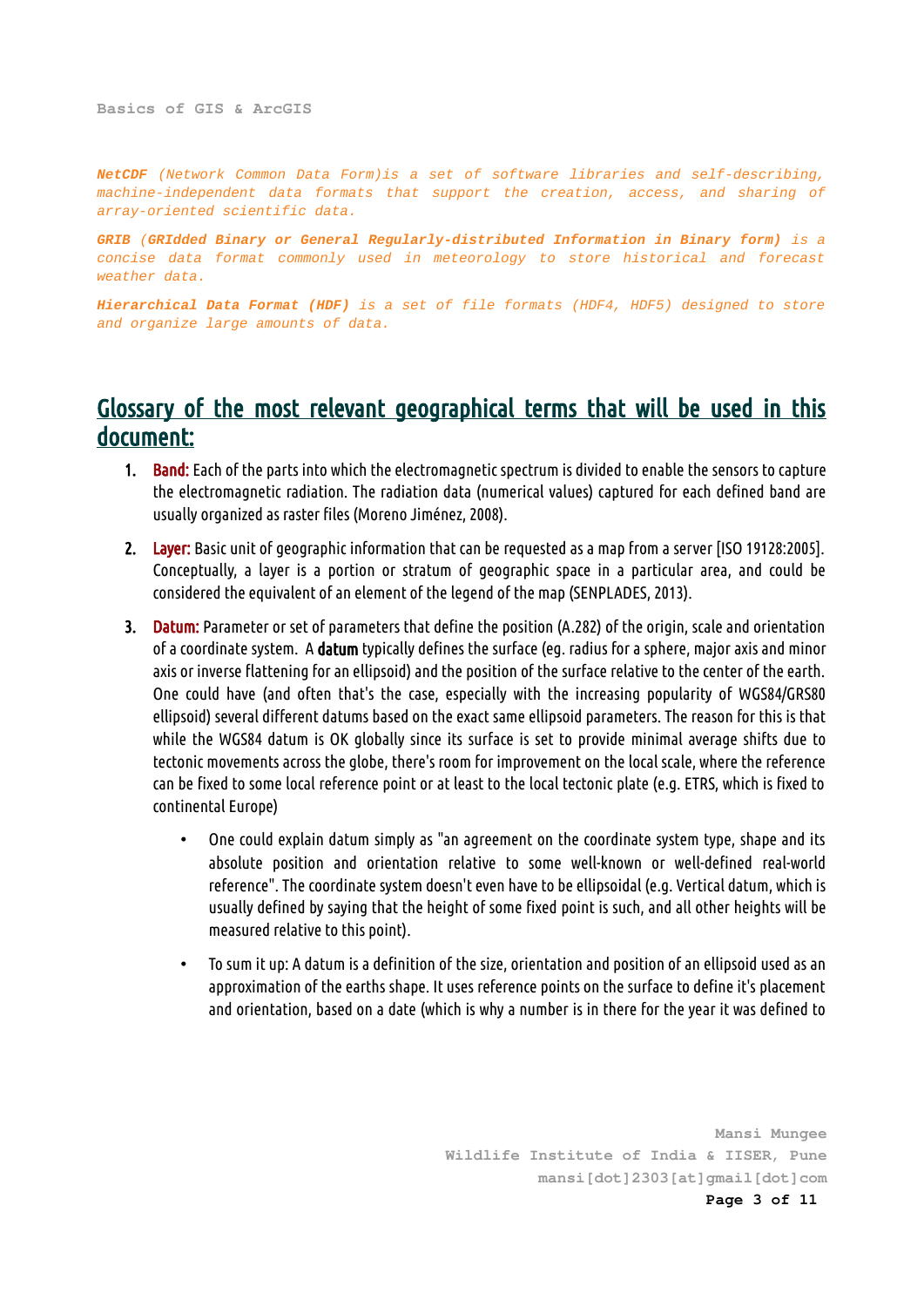***NetCDF** (Network Common Data Form)is a set of software libraries and self-describing, machine-independent data formats that support the creation, access, and sharing of array-oriented scientific data.*

***GRIB** (**GRIdded Binary or General Regularly-distributed Information in Binary form**) is a concise data format commonly used in meteorology to store historical and forecast weather data.*

***Hierarchical Data Format (HDF)** is a set of file formats (HDF4, HDF5) designed to store and organize large amounts of data.*

## Glossary of the most relevant geographical terms that will be used in this document:

1. **Band:** Each of the parts into which the electromagnetic spectrum is divided to enable the sensors to capture the electromagnetic radiation. The radiation data (numerical values) captured for each defined band are usually organized as raster files (Moreno Jiménez, 2008).

2. **Layer:** Basic unit of geographic information that can be requested as a map from a server [ISO 19128:2005]. Conceptually, a layer is a portion or stratum of geographic space in a particular area, and could be considered the equivalent of an element of the legend of the map (SENPLADES, 2013).

3. **Datum:** Parameter or set of parameters that define the position (A.282) of the origin, scale and orientation of a coordinate system. A **datum** typically defines the surface (eg. radius for a sphere, major axis and minor axis or inverse flattening for an ellipsoid) and the position of the surface relative to the center of the earth. One could have (and often that's the case, especially with the increasing popularity of WGS84/GRS80 ellipsoid) several different datums based on the exact same ellipsoid parameters. The reason for this is that while the WGS84 datum is OK globally since its surface is set to provide minimal average shifts due to tectonic movements across the globe, there's room for improvement on the local scale, where the reference can be fixed to some local reference point or at least to the local tectonic plate (e.g. ETRS, which is fixed to continental Europe)

    - One could explain datum simply as "an agreement on the coordinate system type, shape and its absolute position and orientation relative to some well-known or well-defined real-world reference". The coordinate system doesn't even have to be ellipsoidal (e.g. Vertical datum, which is usually defined by saying that the height of some fixed point is such, and all other heights will be measured relative to this point).

    - To sum it up: A datum is a definition of the size, orientation and position of an ellipsoid used as an approximation of the earths shape. It uses reference points on the surface to define it's placement and orientation, based on a date (which is why a number is in there for the year it was defined to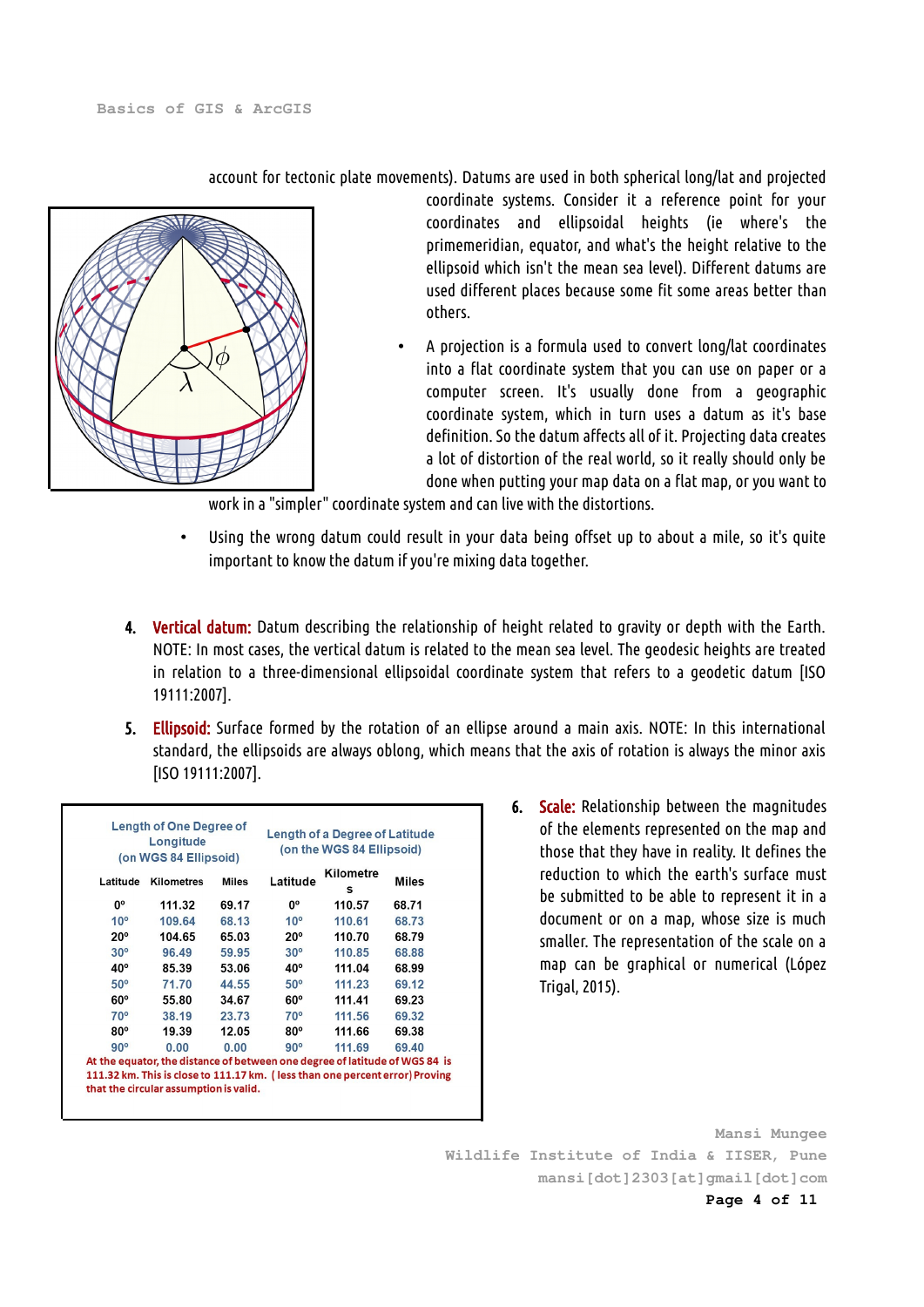account for tectonic plate movements). Datums are used in both spherical long/lat and projected coordinate systems. Consider it a reference point for your coordinates and ellipsoidal heights (ie where's the primemeridian, equator, and what's the height relative to the ellipsoid which isn't the mean sea level). Different datums are used different places because some fit some areas better than others.

- A projection is a formula used to convert long/lat coordinates into a flat coordinate system that you can use on paper or a computer screen. It's usually done from a geographic coordinate system, which in turn uses a datum as it's base definition. So the datum affects all of it. Projecting data creates a lot of distortion of the real world, so it really should only be done when putting your map data on a flat map, or you want to work in a "simpler" coordinate system and can live with the distortions.
- Using the wrong datum could result in your data being offset up to about a mile, so it's quite important to know the datum if you're mixing data together.

4. **Vertical datum:** Datum describing the relationship of height related to gravity or depth with the Earth. NOTE: In most cases, the vertical datum is related to the mean sea level. The geodesic heights are treated in relation to a three-dimensional ellipsoidal coordinate system that refers to a geodetic datum [ISO 19111:2007].

5. **Ellipsoid:** Surface formed by the rotation of an ellipse around a main axis. NOTE: In this international standard, the ellipsoids are always oblong, which means that the axis of rotation is always the minor axis [ISO 19111:2007].

6. **Scale:** Relationship between the magnitudes of the elements represented on the map and those that they have in reality. It defines the reduction to which the earth's surface must be submitted to be able to represent it in a document or on a map, whose size is much smaller. The representation of the scale on a map can be graphical or numerical (López Trigal, 2015).

| Length of One Degree of Longitude (on WGS 84 Ellipsoid) | | | Length of a Degree of Latitude (on the WGS 84 Ellipsoid) | | |
|---|---|---|---|---|---|
| Latitude | Kilometres | Miles | Latitude | Kilometres | Miles |
| 0º | 111.32 | 69.17 | 0º | 110.57 | 68.71 |
| 10º | 109.64 | 68.13 | 10º | 110.61 | 68.73 |
| 20º | 104.65 | 65.03 | 20º | 110.70 | 68.79 |
| 30º | 96.49 | 59.95 | 30º | 110.85 | 68.88 |
| 40º | 85.39 | 53.06 | 40º | 111.04 | 68.99 |
| 50º | 71.70 | 44.55 | 50º | 111.23 | 69.12 |
| 60º | 55.80 | 34.67 | 60º | 111.41 | 69.23 |
| 70º | 38.19 | 23.73 | 70º | 111.56 | 69.32 |
| 80º | 19.39 | 12.05 | 80º | 111.66 | 69.38 |
| 90º | 0.00 | 0.00 | 90º | 111.69 | 69.40 |

At the equator, the distance of between one degree of latitude of WGS 84 is 111.32 km. This is close to 111.17 km. ( less than one percent error) Proving that the circular assumption is valid.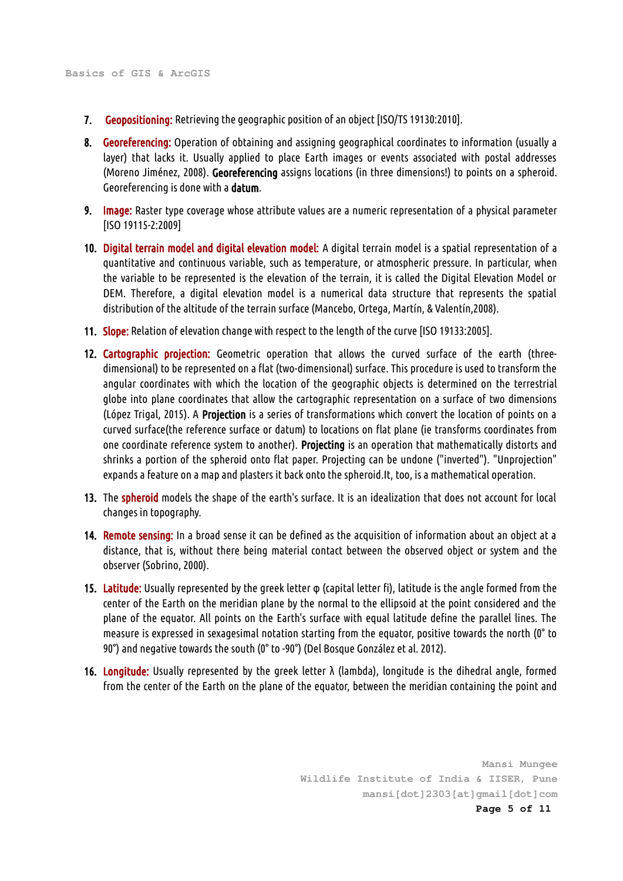7. **Geopositioning:** Retrieving the geographic position of an object [ISO/TS 19130:2010].

8. **Georeferencing:** Operation of obtaining and assigning geographical coordinates to information (usually a layer) that lacks it. Usually applied to place Earth images or events associated with postal addresses (Moreno Jiménez, 2008). **Georeferencing** assigns locations (in three dimensions!) to points on a spheroid. Georeferencing is done with a **datum**.

9. **Image:** Raster type coverage whose attribute values are a numeric representation of a physical parameter [ISO 19115-2:2009]

10. **Digital terrain model and digital elevation model:** A digital terrain model is a spatial representation of a quantitative and continuous variable, such as temperature, or atmospheric pressure. In particular, when the variable to be represented is the elevation of the terrain, it is called the Digital Elevation Model or DEM. Therefore, a digital elevation model is a numerical data structure that represents the spatial distribution of the altitude of the terrain surface (Mancebo, Ortega, Martín, & Valentín,2008).

11. **Slope:** Relation of elevation change with respect to the length of the curve [ISO 19133:2005].

12. **Cartographic projection:** Geometric operation that allows the curved surface of the earth (three-dimensional) to be represented on a flat (two-dimensional) surface. This procedure is used to transform the angular coordinates with which the location of the geographic objects is determined on the terrestrial globe into plane coordinates that allow the cartographic representation on a surface of two dimensions (López Trigal, 2015). A **Projection** is a series of transformations which convert the location of points on a curved surface(the reference surface or datum) to locations on flat plane (ie transforms coordinates from one coordinate reference system to another). **Projecting** is an operation that mathematically distorts and shrinks a portion of the spheroid onto flat paper. Projecting can be undone ("inverted"). "Unprojection" expands a feature on a map and plasters it back onto the spheroid.It, too, is a mathematical operation.

13. The **spheroid** models the shape of the earth's surface. It is an idealization that does not account for local changes in topography.

14. **Remote sensing:** In a broad sense it can be defined as the acquisition of information about an object at a distance, that is, without there being material contact between the observed object or system and the observer (Sobrino, 2000).

15. **Latitude:** Usually represented by the greek letter φ (capital letter fi), latitude is the angle formed from the center of the Earth on the meridian plane by the normal to the ellipsoid at the point considered and the plane of the equator. All points on the Earth's surface with equal latitude define the parallel lines. The measure is expressed in sexagesimal notation starting from the equator, positive towards the north (0° to 90°) and negative towards the south (0° to -90°) (Del Bosque González et al. 2012).

16. **Longitude:** Usually represented by the greek letter λ (lambda), longitude is the dihedral angle, formed from the center of the Earth on the plane of the equator, between the meridian containing the point and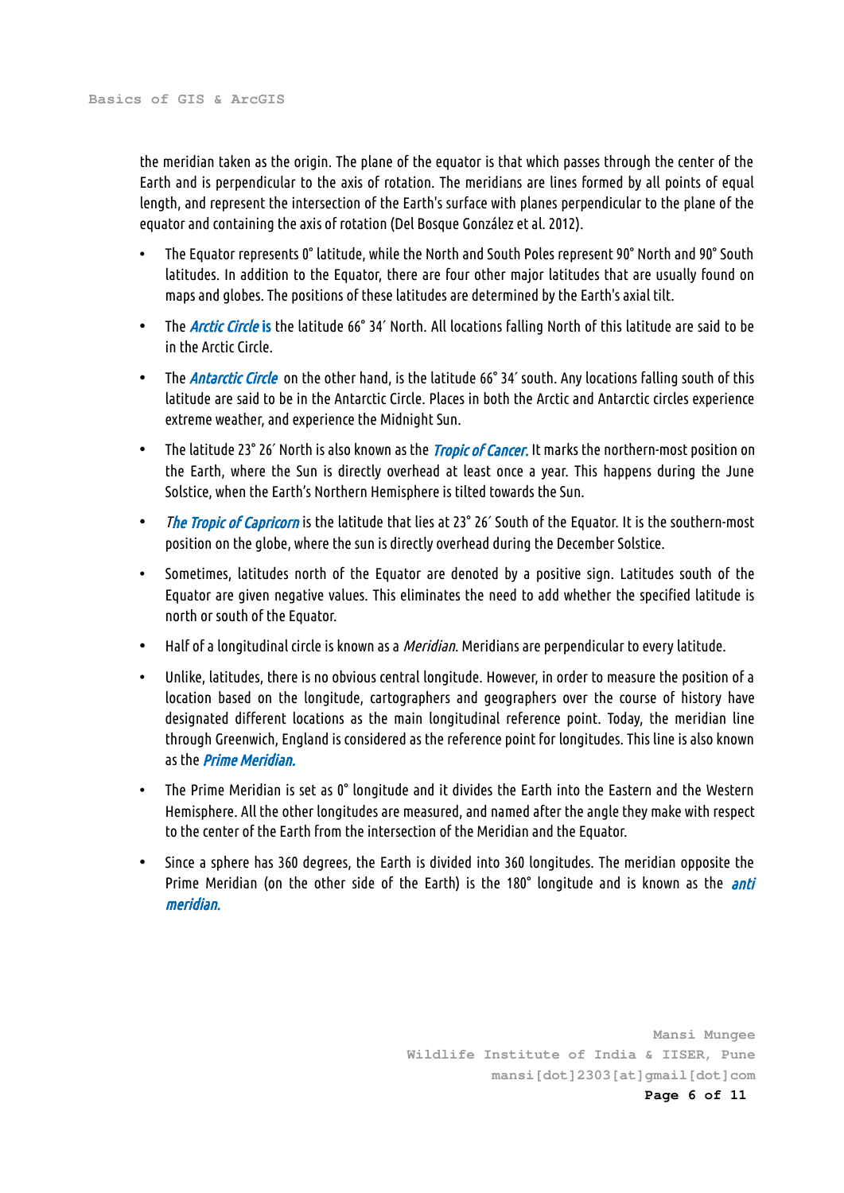the meridian taken as the origin. The plane of the equator is that which passes through the center of the Earth and is perpendicular to the axis of rotation. The meridians are lines formed by all points of equal length, and represent the intersection of the Earth's surface with planes perpendicular to the plane of the equator and containing the axis of rotation (Del Bosque González et al. 2012).

- The Equator represents 0° latitude, while the North and South Poles represent 90° North and 90° South latitudes. In addition to the Equator, there are four other major latitudes that are usually found on maps and globes. The positions of these latitudes are determined by the Earth's axial tilt.
- The *Arctic Circle* is the latitude 66° 34′ North. All locations falling North of this latitude are said to be in the Arctic Circle.
- The *Antarctic Circle* on the other hand, is the latitude 66° 34′ south. Any locations falling south of this latitude are said to be in the Antarctic Circle. Places in both the Arctic and Antarctic circles experience extreme weather, and experience the Midnight Sun.
- The latitude 23° 26′ North is also known as the *Tropic of Cancer*. It marks the northern-most position on the Earth, where the Sun is directly overhead at least once a year. This happens during the June Solstice, when the Earth's Northern Hemisphere is tilted towards the Sun.
- *The Tropic of Capricorn* is the latitude that lies at 23° 26′ South of the Equator. It is the southern-most position on the globe, where the sun is directly overhead during the December Solstice.
- Sometimes, latitudes north of the Equator are denoted by a positive sign. Latitudes south of the Equator are given negative values. This eliminates the need to add whether the specified latitude is north or south of the Equator.
- Half of a longitudinal circle is known as a *Meridian*. Meridians are perpendicular to every latitude.
- Unlike, latitudes, there is no obvious central longitude. However, in order to measure the position of a location based on the longitude, cartographers and geographers over the course of history have designated different locations as the main longitudinal reference point. Today, the meridian line through Greenwich, England is considered as the reference point for longitudes. This line is also known as the *Prime Meridian.*
- The Prime Meridian is set as 0° longitude and it divides the Earth into the Eastern and the Western Hemisphere. All the other longitudes are measured, and named after the angle they make with respect to the center of the Earth from the intersection of the Meridian and the Equator.
- Since a sphere has 360 degrees, the Earth is divided into 360 longitudes. The meridian opposite the Prime Meridian (on the other side of the Earth) is the 180° longitude and is known as the *anti meridian.*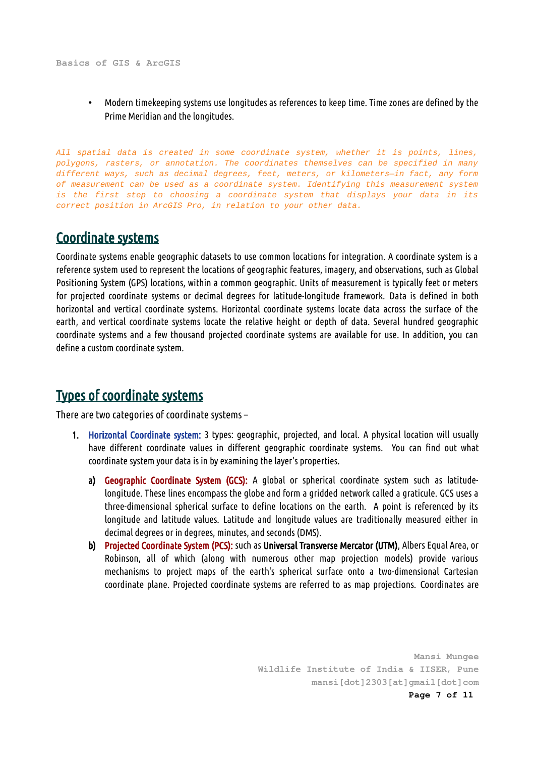- Modern timekeeping systems use longitudes as references to keep time. Time zones are defined by the Prime Meridian and the longitudes.

*All spatial data is created in some coordinate system, whether it is points, lines, polygons, rasters, or annotation. The coordinates themselves can be specified in many different ways, such as decimal degrees, feet, meters, or kilometers—in fact, any form of measurement can be used as a coordinate system. Identifying this measurement system is the first step to choosing a coordinate system that displays your data in its correct position in ArcGIS Pro, in relation to your other data.*

## Coordinate systems

Coordinate systems enable geographic datasets to use common locations for integration. A coordinate system is a reference system used to represent the locations of geographic features, imagery, and observations, such as Global Positioning System (GPS) locations, within a common geographic. Units of measurement is typically feet or meters for projected coordinate systems or decimal degrees for latitude-longitude framework. Data is defined in both horizontal and vertical coordinate systems. Horizontal coordinate systems locate data across the surface of the earth, and vertical coordinate systems locate the relative height or depth of data. Several hundred geographic coordinate systems and a few thousand projected coordinate systems are available for use. In addition, you can define a custom coordinate system.

## Types of coordinate systems

There are two categories of coordinate systems –

1. Horizontal Coordinate system: 3 types: geographic, projected, and local. A physical location will usually have different coordinate values in different geographic coordinate systems. You can find out what coordinate system your data is in by examining the layer's properties.

   a) Geographic Coordinate System (GCS): A global or spherical coordinate system such as latitude-longitude. These lines encompass the globe and form a gridded network called a graticule. GCS uses a three-dimensional spherical surface to define locations on the earth. A point is referenced by its longitude and latitude values. Latitude and longitude values are traditionally measured either in decimal degrees or in degrees, minutes, and seconds (DMS).

   b) Projected Coordinate System (PCS): such as **Universal Transverse Mercator (UTM)**, Albers Equal Area, or Robinson, all of which (along with numerous other map projection models) provide various mechanisms to project maps of the earth's spherical surface onto a two-dimensional Cartesian coordinate plane. Projected coordinate systems are referred to as map projections. Coordinates are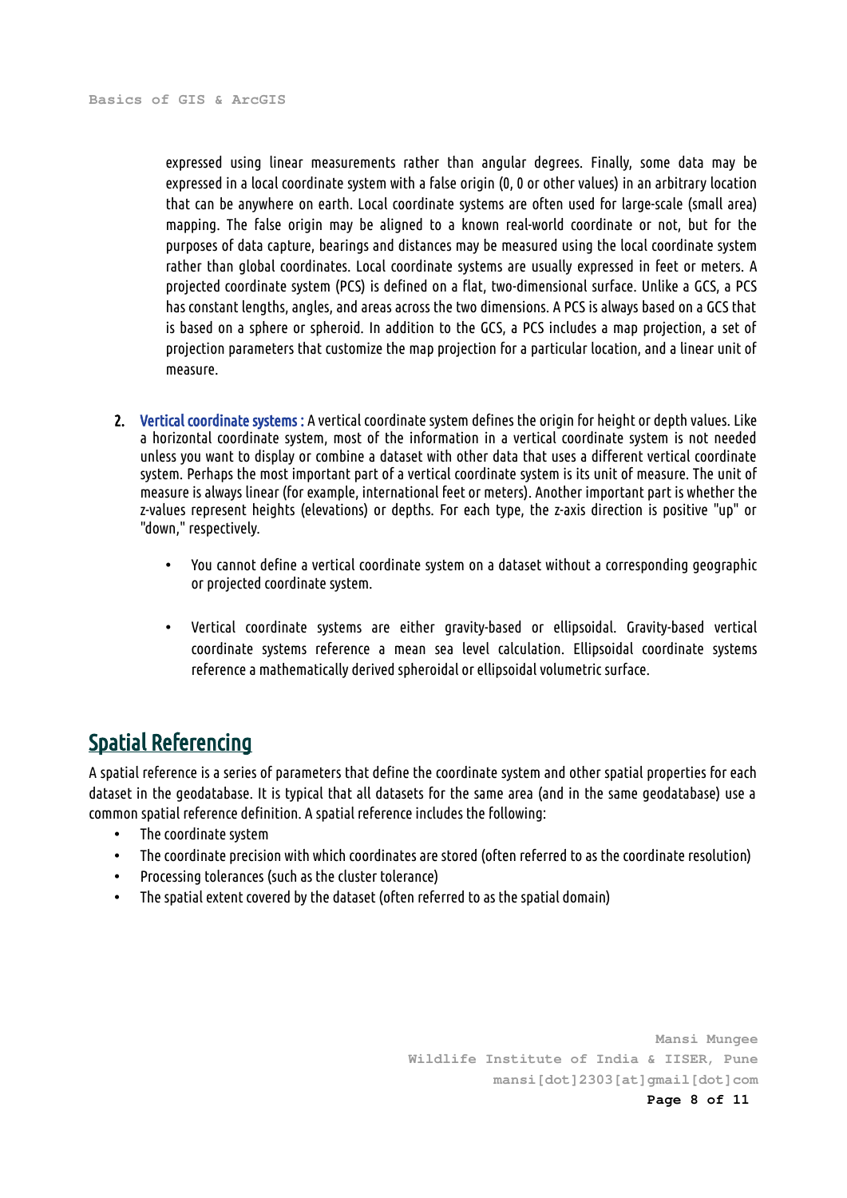expressed using linear measurements rather than angular degrees. Finally, some data may be expressed in a local coordinate system with a false origin (0, 0 or other values) in an arbitrary location that can be anywhere on earth. Local coordinate systems are often used for large-scale (small area) mapping. The false origin may be aligned to a known real-world coordinate or not, but for the purposes of data capture, bearings and distances may be measured using the local coordinate system rather than global coordinates. Local coordinate systems are usually expressed in feet or meters. A projected coordinate system (PCS) is defined on a flat, two-dimensional surface. Unlike a GCS, a PCS has constant lengths, angles, and areas across the two dimensions. A PCS is always based on a GCS that is based on a sphere or spheroid. In addition to the GCS, a PCS includes a map projection, a set of projection parameters that customize the map projection for a particular location, and a linear unit of measure.

2. **Vertical coordinate systems :** A vertical coordinate system defines the origin for height or depth values. Like a horizontal coordinate system, most of the information in a vertical coordinate system is not needed unless you want to display or combine a dataset with other data that uses a different vertical coordinate system. Perhaps the most important part of a vertical coordinate system is its unit of measure. The unit of measure is always linear (for example, international feet or meters). Another important part is whether the z-values represent heights (elevations) or depths. For each type, the z-axis direction is positive "up" or "down," respectively.

    - You cannot define a vertical coordinate system on a dataset without a corresponding geographic or projected coordinate system.

    - Vertical coordinate systems are either gravity-based or ellipsoidal. Gravity-based vertical coordinate systems reference a mean sea level calculation. Ellipsoidal coordinate systems reference a mathematically derived spheroidal or ellipsoidal volumetric surface.

## Spatial Referencing

A spatial reference is a series of parameters that define the coordinate system and other spatial properties for each dataset in the geodatabase. It is typical that all datasets for the same area (and in the same geodatabase) use a common spatial reference definition. A spatial reference includes the following:

- The coordinate system
- The coordinate precision with which coordinates are stored (often referred to as the coordinate resolution)
- Processing tolerances (such as the cluster tolerance)
- The spatial extent covered by the dataset (often referred to as the spatial domain)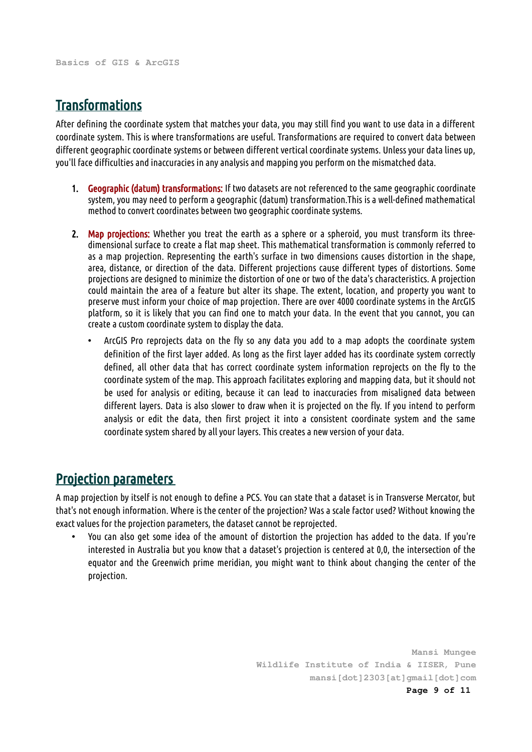## Transformations

After defining the coordinate system that matches your data, you may still find you want to use data in a different coordinate system. This is where transformations are useful. Transformations are required to convert data between different geographic coordinate systems or between different vertical coordinate systems. Unless your data lines up, you'll face difficulties and inaccuracies in any analysis and mapping you perform on the mismatched data.

1. **Geographic (datum) transformations:** If two datasets are not referenced to the same geographic coordinate system, you may need to perform a geographic (datum) transformation.This is a well-defined mathematical method to convert coordinates between two geographic coordinate systems.

2. **Map projections:** Whether you treat the earth as a sphere or a spheroid, you must transform its three-dimensional surface to create a flat map sheet. This mathematical transformation is commonly referred to as a map projection. Representing the earth's surface in two dimensions causes distortion in the shape, area, distance, or direction of the data. Different projections cause different types of distortions. Some projections are designed to minimize the distortion of one or two of the data's characteristics. A projection could maintain the area of a feature but alter its shape. The extent, location, and property you want to preserve must inform your choice of map projection. There are over 4000 coordinate systems in the ArcGIS platform, so it is likely that you can find one to match your data. In the event that you cannot, you can create a custom coordinate system to display the data.

   - ArcGIS Pro reprojects data on the fly so any data you add to a map adopts the coordinate system definition of the first layer added. As long as the first layer added has its coordinate system correctly defined, all other data that has correct coordinate system information reprojects on the fly to the coordinate system of the map. This approach facilitates exploring and mapping data, but it should not be used for analysis or editing, because it can lead to inaccuracies from misaligned data between different layers. Data is also slower to draw when it is projected on the fly. If you intend to perform analysis or edit the data, then first project it into a consistent coordinate system and the same coordinate system shared by all your layers. This creates a new version of your data.

## Projection parameters

A map projection by itself is not enough to define a PCS. You can state that a dataset is in Transverse Mercator, but that's not enough information. Where is the center of the projection? Was a scale factor used? Without knowing the exact values for the projection parameters, the dataset cannot be reprojected.

- You can also get some idea of the amount of distortion the projection has added to the data. If you're interested in Australia but you know that a dataset's projection is centered at 0,0, the intersection of the equator and the Greenwich prime meridian, you might want to think about changing the center of the projection.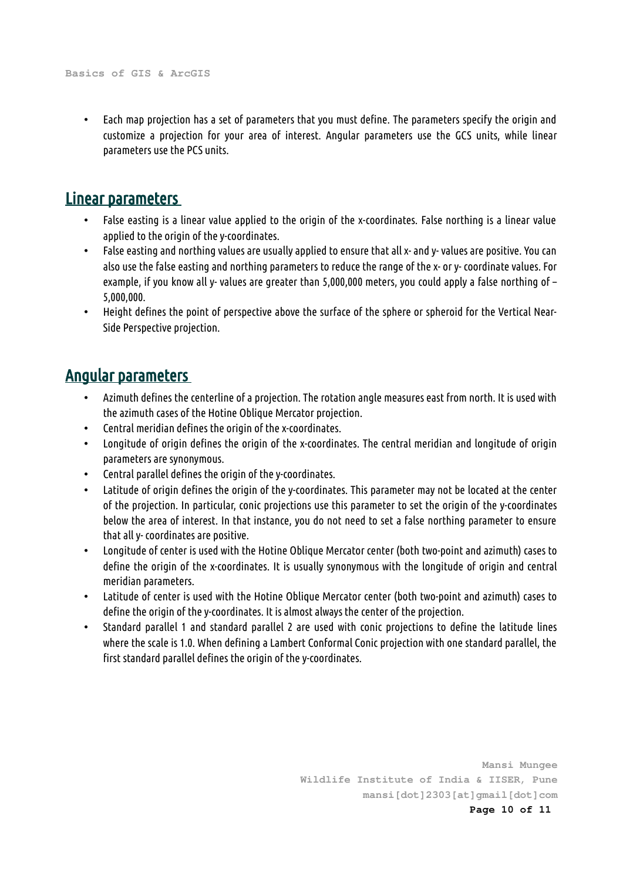- Each map projection has a set of parameters that you must define. The parameters specify the origin and customize a projection for your area of interest. Angular parameters use the GCS units, while linear parameters use the PCS units.

## Linear parameters

- False easting is a linear value applied to the origin of the x-coordinates. False northing is a linear value applied to the origin of the y-coordinates.
- False easting and northing values are usually applied to ensure that all x- and y- values are positive. You can also use the false easting and northing parameters to reduce the range of the x- or y- coordinate values. For example, if you know all y- values are greater than 5,000,000 meters, you could apply a false northing of –5,000,000.
- Height defines the point of perspective above the surface of the sphere or spheroid for the Vertical Near-Side Perspective projection.

## Angular parameters

- Azimuth defines the centerline of a projection. The rotation angle measures east from north. It is used with the azimuth cases of the Hotine Oblique Mercator projection.
- Central meridian defines the origin of the x-coordinates.
- Longitude of origin defines the origin of the x-coordinates. The central meridian and longitude of origin parameters are synonymous.
- Central parallel defines the origin of the y-coordinates.
- Latitude of origin defines the origin of the y-coordinates. This parameter may not be located at the center of the projection. In particular, conic projections use this parameter to set the origin of the y-coordinates below the area of interest. In that instance, you do not need to set a false northing parameter to ensure that all y- coordinates are positive.
- Longitude of center is used with the Hotine Oblique Mercator center (both two-point and azimuth) cases to define the origin of the x-coordinates. It is usually synonymous with the longitude of origin and central meridian parameters.
- Latitude of center is used with the Hotine Oblique Mercator center (both two-point and azimuth) cases to define the origin of the y-coordinates. It is almost always the center of the projection.
- Standard parallel 1 and standard parallel 2 are used with conic projections to define the latitude lines where the scale is 1.0. When defining a Lambert Conformal Conic projection with one standard parallel, the first standard parallel defines the origin of the y-coordinates.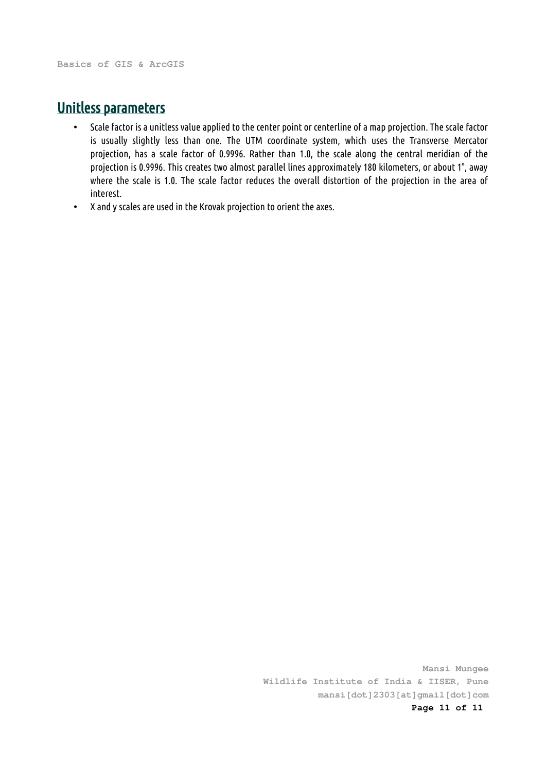## Unitless parameters

- Scale factor is a unitless value applied to the center point or centerline of a map projection. The scale factor is usually slightly less than one. The UTM coordinate system, which uses the Transverse Mercator projection, has a scale factor of 0.9996. Rather than 1.0, the scale along the central meridian of the projection is 0.9996. This creates two almost parallel lines approximately 180 kilometers, or about 1°, away where the scale is 1.0. The scale factor reduces the overall distortion of the projection in the area of interest.
- X and y scales are used in the Krovak projection to orient the axes.